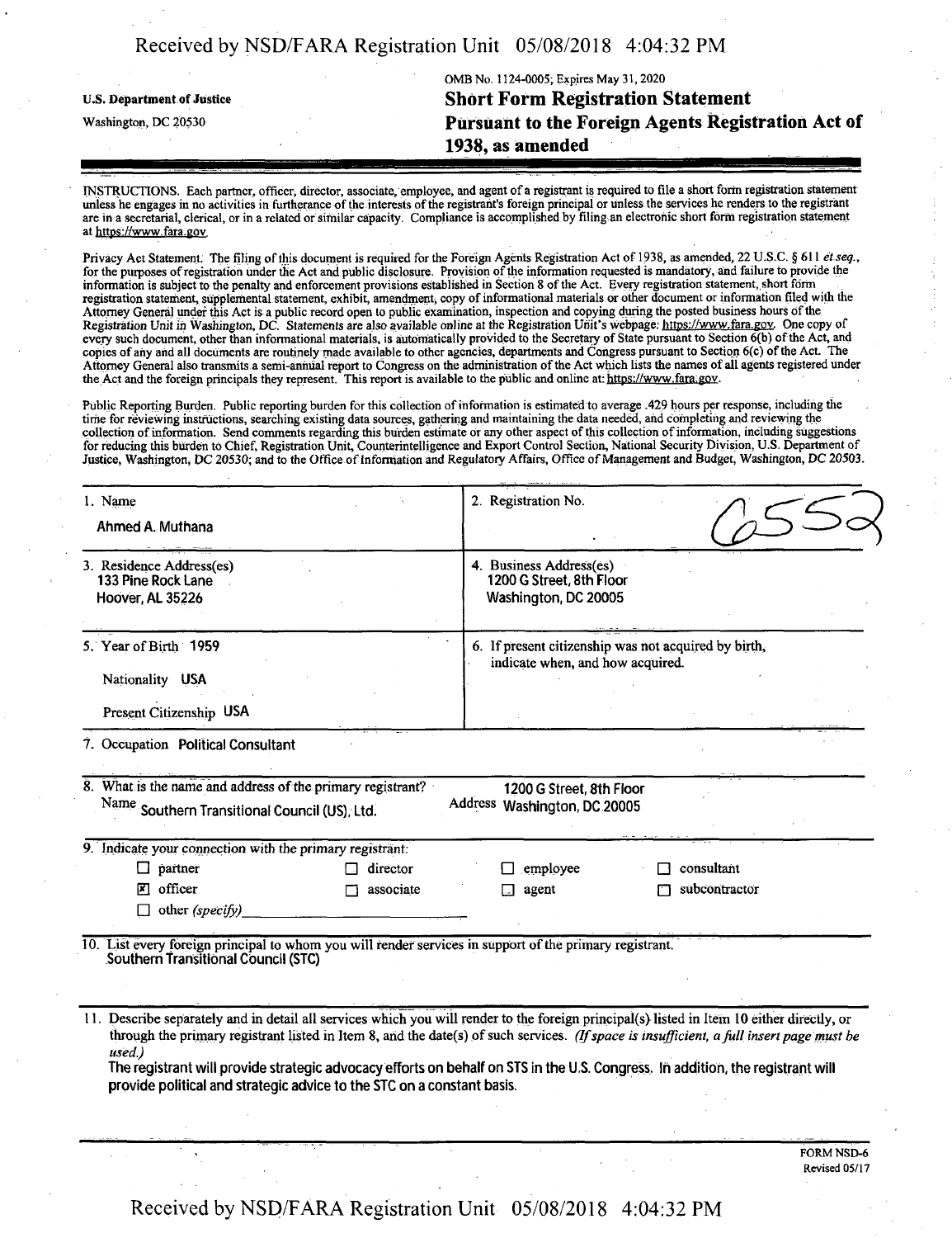U.S. Department of Justice
Washington, DC 20530

OMB No. 1124-0005; Expires May 31, 2020

# Short Form Registration Statement Pursuant to the Foreign Agents Registration Act of 1938, as amended

INSTRUCTIONS. Each partner, officer, director, associate, employee, and agent of a registrant is required to file a short form registration statement unless he engages in no activities in furtherance of the interests of the registrant's foreign principal or unless the services he renders to the registrant are in a secretarial, clerical, or in a related or similar capacity. Compliance is accomplished by filing an electronic short form registration statement at https://www.fara.gov.

Privacy Act Statement. The filing of this document is required for the Foreign Agents Registration Act of 1938, as amended, 22 U.S.C. § 611 *et seq.*, for the purposes of registration under the Act and public disclosure. Provision of the information requested is mandatory, and failure to provide the information is subject to the penalty and enforcement provisions established in Section 8 of the Act. Every registration statement, short form registration statement, supplemental statement, exhibit, amendment, copy of informational materials or other document or information filed with the Attorney General under this Act is a public record open to public examination, inspection and copying during the posted business hours of the Registration Unit in Washington, DC. Statements are also available online at the Registration Unit's webpage: https://www.fara.gov. One copy of every such document, other than informational materials, is automatically provided to the Secretary of State pursuant to Section 6(b) of the Act, and copies of any and all documents are routinely made available to other agencies, departments and Congress pursuant to Section 6(c) of the Act. The Attorney General also transmits a semi-annual report to Congress on the administration of the Act which lists the names of all agents registered under the Act and the foreign principals they represent. This report is available to the public and online at: https://www.fara.gov.

Public Reporting Burden. Public reporting burden for this collection of information is estimated to average .429 hours per response, including the time for reviewing instructions, searching existing data sources, gathering and maintaining the data needed, and completing and reviewing the collection of information. Send comments regarding this burden estimate or any other aspect of this collection of information, including suggestions for reducing this burden to Chief, Registration Unit, Counterintelligence and Export Control Section, National Security Division, U.S. Department of Justice, Washington, DC 20530; and to the Office of Information and Regulatory Affairs, Office of Management and Budget, Washington, DC 20503.

| | |
|---|---|
| 1. Name<br>Ahmed A. Muthana | 2. Registration No.<br>6552 |
| 3. Residence Address(es)<br>133 Pine Rock Lane<br>Hoover, AL 35226 | 4. Business Address(es)<br>1200 G Street, 8th Floor<br>Washington, DC 20005 |
| 5. Year of Birth 1959<br>Nationality USA<br>Present Citizenship USA | 6. If present citizenship was not acquired by birth, indicate when, and how acquired. |

7. Occupation Political Consultant

8. What is the name and address of the primary registrant?
Name Southern Transitional Council (US), Ltd.
Address 1200 G Street, 8th Floor Washington, DC 20005

9. Indicate your connection with the primary registrant:

- ☐ partner
- ☐ director
- ☐ employee
- ☐ consultant
- ☒ officer
- ☐ associate
- ☐ agent
- ☐ subcontractor
- ☐ other *(specify)* ____________

10. List every foreign principal to whom you will render services in support of the primary registrant.
Southern Transitional Council (STC)

11. Describe separately and in detail all services which you will render to the foreign principal(s) listed in Item 10 either directly, or through the primary registrant listed in Item 8, and the date(s) of such services. *(If space is insufficient, a full insert page must be used.)*
The registrant will provide strategic advocacy efforts on behalf on STS in the U.S. Congress. In addition, the registrant will provide political and strategic advice to the STC on a constant basis.

FORM NSD-6
Revised 05/17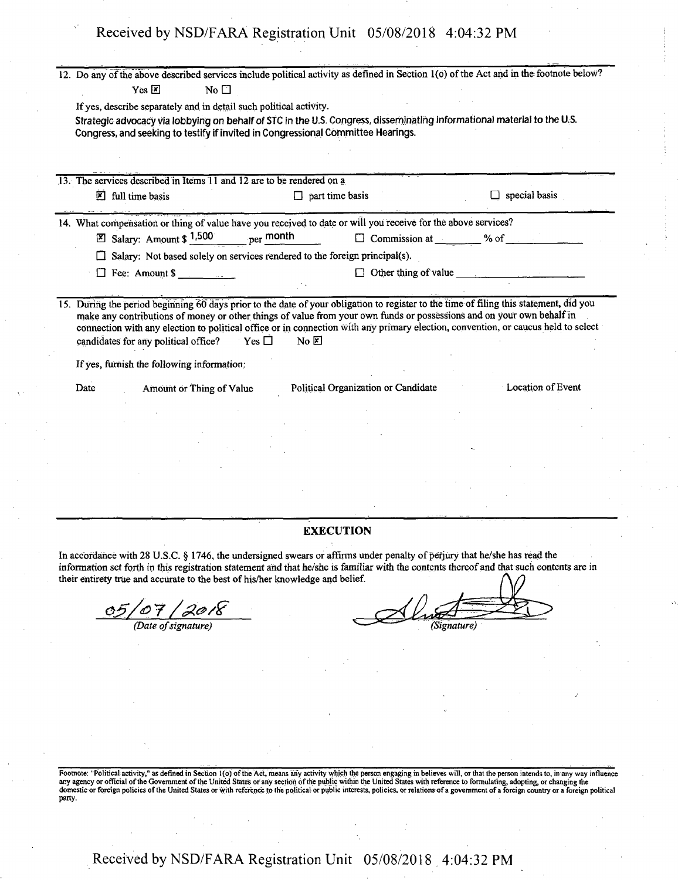12. Do any of the above described services include political activity as defined in Section 1(o) of the Act and in the footnote below?

Yes ☒ No ☐

If yes, describe separately and in detail such political activity.

Strategic advocacy via lobbying on behalf of STC in the U.S. Congress, disseminating informational material to the U.S. Congress, and seeking to testify if invited in Congressional Committee Hearings.

13. The services described in Items 11 and 12 are to be rendered on a

☒ full time basis ☐ part time basis ☐ special basis

14. What compensation or thing of value have you received to date or will you receive for the above services?

☒ Salary: Amount $ 1,500 per month ☐ Commission at ______ % of ______

☐ Salary: Not based solely on services rendered to the foreign principal(s).

☐ Fee: Amount $ ______ ☐ Other thing of value ______

15. During the period beginning 60 days prior to the date of your obligation to register to the time of filing this statement, did you make any contributions of money or other things of value from your own funds or possessions and on your own behalf in connection with any election to political office or in connection with any primary election, convention, or caucus held to select candidates for any political office? Yes ☐ No ☒

If yes, furnish the following information:

| Date | Amount or Thing of Value | Political Organization or Candidate | Location of Event |
|---|---|---|---|
| | | | |

## EXECUTION

In accordance with 28 U.S.C. § 1746, the undersigned swears or affirms under penalty of perjury that he/she has read the information set forth in this registration statement and that he/she is familiar with the contents thereof and that such contents are in their entirety true and accurate to the best of his/her knowledge and belief.

05/07/2018
*(Date of signature)*

*(Signature)*

Footnote: "Political activity," as defined in Section 1(o) of the Act, means any activity which the person engaging in believes will, or that the person intends to, in any way influence any agency or official of the Government of the United States or any section of the public within the United States with reference to formulating, adopting, or changing the domestic or foreign policies of the United States or with reference to the political or public interests, policies, or relations of a government of a foreign country or a foreign political party.